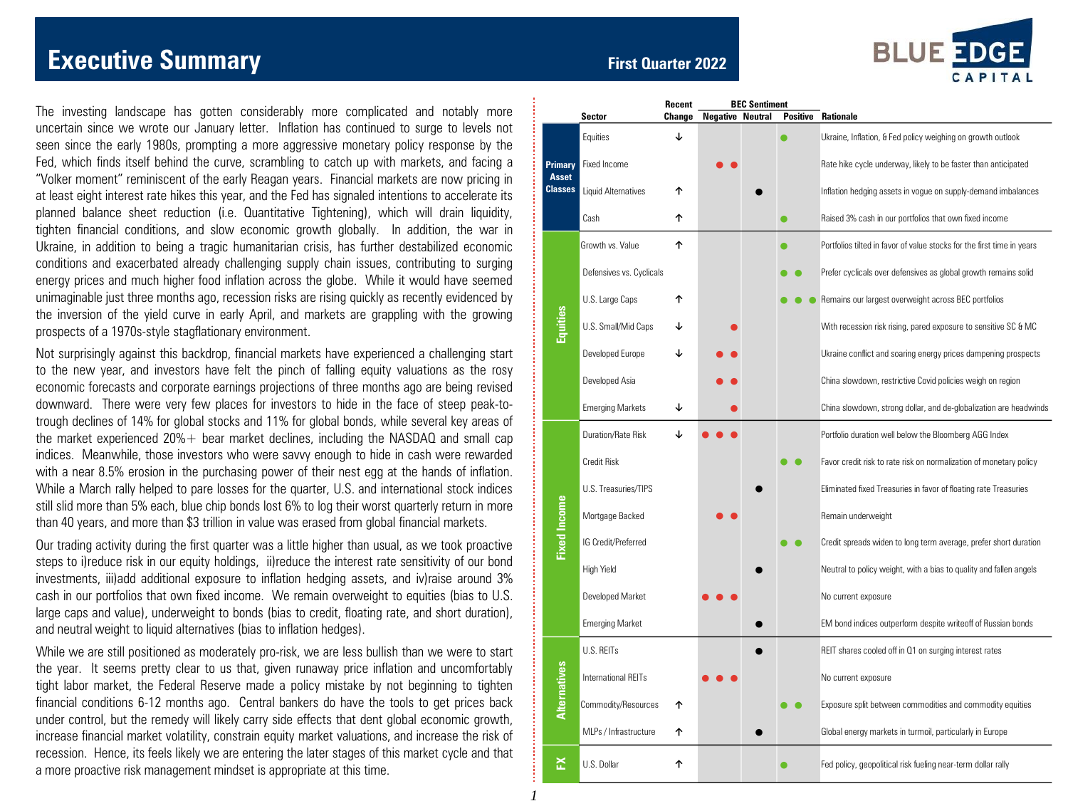# Executive Summary

**First Quarter 2022**

BLUE EDGE CAPITAL

The investing landscape has gotten considerably more complicated and notably more uncertain since we wrote our January letter. Inflation has continued to surge to levels not seen since the early 1980s, prompting a more aggressive monetary policy response by the Fed, which finds itself behind the curve, scrambling to catch up with markets, and facing a "Volker moment" reminiscent of the early Reagan years. Financial markets are now pricing in at least eight interest rate hikes this year, and the Fed has signaled intentions to accelerate its planned balance sheet reduction (i.e. Quantitative Tightening), which will drain liquidity, tighten financial conditions, and slow economic growth globally. In addition, the war in Ukraine, in addition to being a tragic humanitarian crisis, has further destabilized economic conditions and exacerbated already challenging supply chain issues, contributing to surging energy prices and much higher food inflation across the globe. While it would have seemed unimaginable just three months ago, recession risks are rising quickly as recently evidenced by the inversion of the yield curve in early April, and markets are grappling with the growing prospects of a 1970s-style stagflationary environment.

Not surprisingly against this backdrop, financial markets have experienced a challenging start to the new year, and investors have felt the pinch of falling equity valuations as the rosy economic forecasts and corporate earnings projections of three months ago are being revised downward. There were very few places for investors to hide in the face of steep peak-to-trough declines of 14% for global stocks and 11% for global bonds, while several key areas of the market experienced 20%+ bear market declines, including the NASDAQ and small cap indices. Meanwhile, those investors who were savvy enough to hide in cash were rewarded with a near 8.5% erosion in the purchasing power of their nest egg at the hands of inflation. While a March rally helped to pare losses for the quarter, U.S. and international stock indices still slid more than 5% each, blue chip bonds lost 6% to log their worst quarterly return in more than 40 years, and more than $3 trillion in value was erased from global financial markets.

Our trading activity during the first quarter was a little higher than usual, as we took proactive steps to i)reduce risk in our equity holdings, ii)reduce the interest rate sensitivity of our bond investments, iii)add additional exposure to inflation hedging assets, and iv)raise around 3% cash in our portfolios that own fixed income. We remain overweight to equities (bias to U.S. large caps and value), underweight to bonds (bias to credit, floating rate, and short duration), and neutral weight to liquid alternatives (bias to inflation hedges).

While we are still positioned as moderately pro-risk, we are less bullish than we were to start the year. It seems pretty clear to us that, given runaway price inflation and uncomfortably tight labor market, the Federal Reserve made a policy mistake by not beginning to tighten financial conditions 6-12 months ago. Central bankers do have the tools to get prices back under control, but the remedy will likely carry side effects that dent global economic growth, increase financial market volatility, constrain equity market valuations, and increase the risk of recession. Hence, its feels likely we are entering the later stages of this market cycle and that a more proactive risk management mindset is appropriate at this time.

| | Sector | Recent Change | BEC Sentiment: Negative | BEC Sentiment: Neutral | BEC Sentiment: Positive | Rationale |
|---|---|---|---|---|---|---|
| Primary Asset Classes | Equities | ↓ | | | ● | Ukraine, Inflation, & Fed policy weighing on growth outlook |
| | Fixed Income | | ● ● | | | Rate hike cycle underway, likely to be faster than anticipated |
| | Liquid Alternatives | ↑ | | ● | | Inflation hedging assets in vogue on supply-demand imbalances |
| | Cash | ↑ | | | ● | Raised 3% cash in our portfolios that own fixed income |
| Equities | Growth vs. Value | ↑ | | | ● | Portfolios tilted in favor of value stocks for the first time in years |
| | Defensives vs. Cyclicals | | | | ● ● | Prefer cyclicals over defensives as global growth remains solid |
| | U.S. Large Caps | ↑ | | | ● ● ● | Remains our largest overweight across BEC portfolios |
| | U.S. Small/Mid Caps | ↓ | ● | | | With recession risk rising, pared exposure to sensitive SC & MC |
| | Developed Europe | ↓ | ● ● | | | Ukraine conflict and soaring energy prices dampening prospects |
| | Developed Asia | | ● ● | | | China slowdown, restrictive Covid policies weigh on region |
| | Emerging Markets | ↓ | ● | | | China slowdown, strong dollar, and de-globalization are headwinds |
| Fixed Income | Duration/Rate Risk | ↓ | ● ● ● | | | Portfolio duration well below the Bloomberg AGG Index |
| | Credit Risk | | | | ● ● | Favor credit risk to rate risk on normalization of monetary policy |
| | U.S. Treasuries/TIPS | | | ● | | Eliminated fixed Treasuries in favor of floating rate Treasuries |
| | Mortgage Backed | | ● ● | | | Remain underweight |
| | IG Credit/Preferred | | | | ● ● | Credit spreads widen to long term average, prefer short duration |
| | High Yield | | | ● | | Neutral to policy weight, with a bias to quality and fallen angels |
| | Developed Market | | ● ● ● | | | No current exposure |
| | Emerging Market | | | ● | | EM bond indices outperform despite writeoff of Russian bonds |
| Alternatives | U.S. REITs | | | ● | | REIT shares cooled off in Q1 on surging interest rates |
| | International REITs | | ● ● ● | | | No current exposure |
| | Commodity/Resources | ↑ | | | ● ● | Exposure split between commodities and commodity equities |
| | MLPs / Infrastructure | ↑ | | ● | | Global energy markets in turmoil, particularly in Europe |
| FX | U.S. Dollar | ↑ | | | ● | Fed policy, geopolitical risk fueling near-term dollar rally |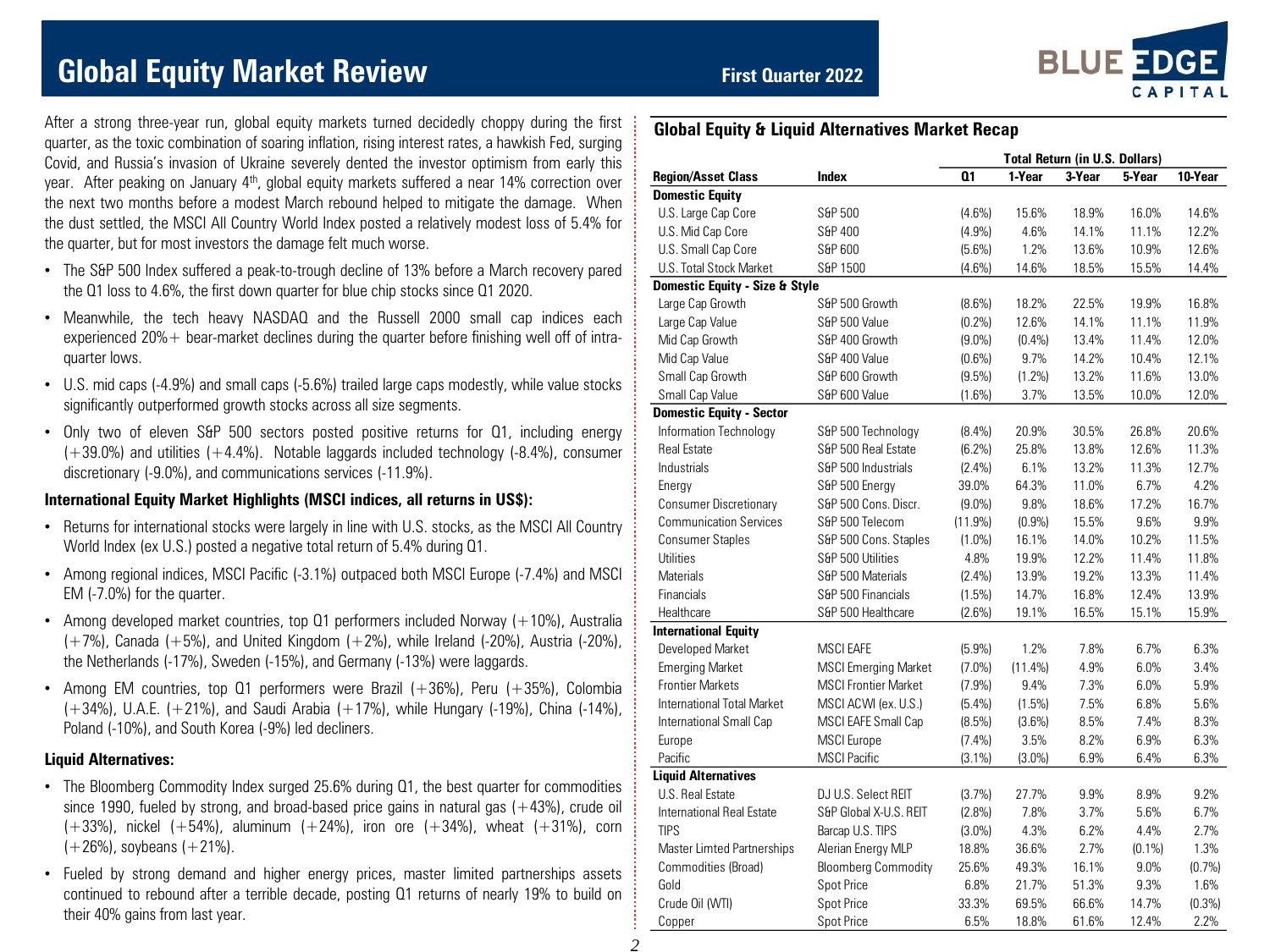# Global Equity Market Review

**First Quarter 2022**

After a strong three-year run, global equity markets turned decidedly choppy during the first quarter, as the toxic combination of soaring inflation, rising interest rates, a hawkish Fed, surging Covid, and Russia's invasion of Ukraine severely dented the investor optimism from early this year. After peaking on January 4th, global equity markets suffered a near 14% correction over the next two months before a modest March rebound helped to mitigate the damage. When the dust settled, the MSCI All Country World Index posted a relatively modest loss of 5.4% for the quarter, but for most investors the damage felt much worse.

- The S&P 500 Index suffered a peak-to-trough decline of 13% before a March recovery pared the Q1 loss to 4.6%, the first down quarter for blue chip stocks since Q1 2020.
- Meanwhile, the tech heavy NASDAQ and the Russell 2000 small cap indices each experienced 20%+ bear-market declines during the quarter before finishing well off of intra-quarter lows.
- U.S. mid caps (-4.9%) and small caps (-5.6%) trailed large caps modestly, while value stocks significantly outperformed growth stocks across all size segments.
- Only two of eleven S&P 500 sectors posted positive returns for Q1, including energy (+39.0%) and utilities (+4.4%). Notable laggards included technology (-8.4%), consumer discretionary (-9.0%), and communications services (-11.9%).

### International Equity Market Highlights (MSCI indices, all returns in US$):

- Returns for international stocks were largely in line with U.S. stocks, as the MSCI All Country World Index (ex U.S.) posted a negative total return of 5.4% during Q1.
- Among regional indices, MSCI Pacific (-3.1%) outpaced both MSCI Europe (-7.4%) and MSCI EM (-7.0%) for the quarter.
- Among developed market countries, top Q1 performers included Norway (+10%), Australia (+7%), Canada (+5%), and United Kingdom (+2%), while Ireland (-20%), Austria (-20%), the Netherlands (-17%), Sweden (-15%), and Germany (-13%) were laggards.
- Among EM countries, top Q1 performers were Brazil (+36%), Peru (+35%), Colombia (+34%), U.A.E. (+21%), and Saudi Arabia (+17%), while Hungary (-19%), China (-14%), Poland (-10%), and South Korea (-9%) led decliners.

### Liquid Alternatives:

- The Bloomberg Commodity Index surged 25.6% during Q1, the best quarter for commodities since 1990, fueled by strong, and broad-based price gains in natural gas (+43%), crude oil (+33%), nickel (+54%), aluminum (+24%), iron ore (+34%), wheat (+31%), corn (+26%), soybeans (+21%).
- Fueled by strong demand and higher energy prices, master limited partnerships assets continued to rebound after a terrible decade, posting Q1 returns of nearly 19% to build on their 40% gains from last year.

### Global Equity & Liquid Alternatives Market Recap

| | | Total Return (in U.S. Dollars) | | | | |
|---|---|---|---|---|---|---|
| **Region/Asset Class** | **Index** | **Q1** | **1-Year** | **3-Year** | **5-Year** | **10-Year** |
| **Domestic Equity** | | | | | | |
| U.S. Large Cap Core | S&P 500 | (4.6%) | 15.6% | 18.9% | 16.0% | 14.6% |
| U.S. Mid Cap Core | S&P 400 | (4.9%) | 4.6% | 14.1% | 11.1% | 12.2% |
| U.S. Small Cap Core | S&P 600 | (5.6%) | 1.2% | 13.6% | 10.9% | 12.6% |
| U.S. Total Stock Market | S&P 1500 | (4.6%) | 14.6% | 18.5% | 15.5% | 14.4% |
| **Domestic Equity - Size & Style** | | | | | | |
| Large Cap Growth | S&P 500 Growth | (8.6%) | 18.2% | 22.5% | 19.9% | 16.8% |
| Large Cap Value | S&P 500 Value | (0.2%) | 12.6% | 14.1% | 11.1% | 11.9% |
| Mid Cap Growth | S&P 400 Growth | (9.0%) | (0.4%) | 13.4% | 11.4% | 12.0% |
| Mid Cap Value | S&P 400 Value | (0.6%) | 9.7% | 14.2% | 10.4% | 12.1% |
| Small Cap Growth | S&P 600 Growth | (9.5%) | (1.2%) | 13.2% | 11.6% | 13.0% |
| Small Cap Value | S&P 600 Value | (1.6%) | 3.7% | 13.5% | 10.0% | 12.0% |
| **Domestic Equity - Sector** | | | | | | |
| Information Technology | S&P 500 Technology | (8.4%) | 20.9% | 30.5% | 26.8% | 20.6% |
| Real Estate | S&P 500 Real Estate | (6.2%) | 25.8% | 13.8% | 12.6% | 11.3% |
| Industrials | S&P 500 Industrials | (2.4%) | 6.1% | 13.2% | 11.3% | 12.7% |
| Energy | S&P 500 Energy | 39.0% | 64.3% | 11.0% | 6.7% | 4.2% |
| Consumer Discretionary | S&P 500 Cons. Discr. | (9.0%) | 9.8% | 18.6% | 17.2% | 16.7% |
| Communication Services | S&P 500 Telecom | (11.9%) | (0.9%) | 15.5% | 9.6% | 9.9% |
| Consumer Staples | S&P 500 Cons. Staples | (1.0%) | 16.1% | 14.0% | 10.2% | 11.5% |
| Utilities | S&P 500 Utilities | 4.8% | 19.9% | 12.2% | 11.4% | 11.8% |
| Materials | S&P 500 Materials | (2.4%) | 13.9% | 19.2% | 13.3% | 11.4% |
| Financials | S&P 500 Financials | (1.5%) | 14.7% | 16.8% | 12.4% | 13.9% |
| Healthcare | S&P 500 Healthcare | (2.6%) | 19.1% | 16.5% | 15.1% | 15.9% |
| **International Equity** | | | | | | |
| Developed Market | MSCI EAFE | (5.9%) | 1.2% | 7.8% | 6.7% | 6.3% |
| Emerging Market | MSCI Emerging Market | (7.0%) | (11.4%) | 4.9% | 6.0% | 3.4% |
| Frontier Markets | MSCI Frontier Market | (7.9%) | 9.4% | 7.3% | 6.0% | 5.9% |
| International Total Market | MSCI ACWI (ex. U.S.) | (5.4%) | (1.5%) | 7.5% | 6.8% | 5.6% |
| International Small Cap | MSCI EAFE Small Cap | (8.5%) | (3.6%) | 8.5% | 7.4% | 8.3% |
| Europe | MSCI Europe | (7.4%) | 3.5% | 8.2% | 6.9% | 6.3% |
| Pacific | MSCI Pacific | (3.1%) | (3.0%) | 6.9% | 6.4% | 6.3% |
| **Liquid Alternatives** | | | | | | |
| U.S. Real Estate | DJ U.S. Select REIT | (3.7%) | 27.7% | 9.9% | 8.9% | 9.2% |
| International Real Estate | S&P Global X-U.S. REIT | (2.8%) | 7.8% | 3.7% | 5.6% | 6.7% |
| TIPS | Barcap U.S. TIPS | (3.0%) | 4.3% | 6.2% | 4.4% | 2.7% |
| Master Limted Partnerships | Alerian Energy MLP | 18.8% | 36.6% | 2.7% | (0.1%) | 1.3% |
| Commodities (Broad) | Bloomberg Commodity | 25.6% | 49.3% | 16.1% | 9.0% | (0.7%) |
| Gold | Spot Price | 6.8% | 21.7% | 51.3% | 9.3% | 1.6% |
| Crude Oil (WTI) | Spot Price | 33.3% | 69.5% | 66.6% | 14.7% | (0.3%) |
| Copper | Spot Price | 6.5% | 18.8% | 61.6% | 12.4% | 2.2% |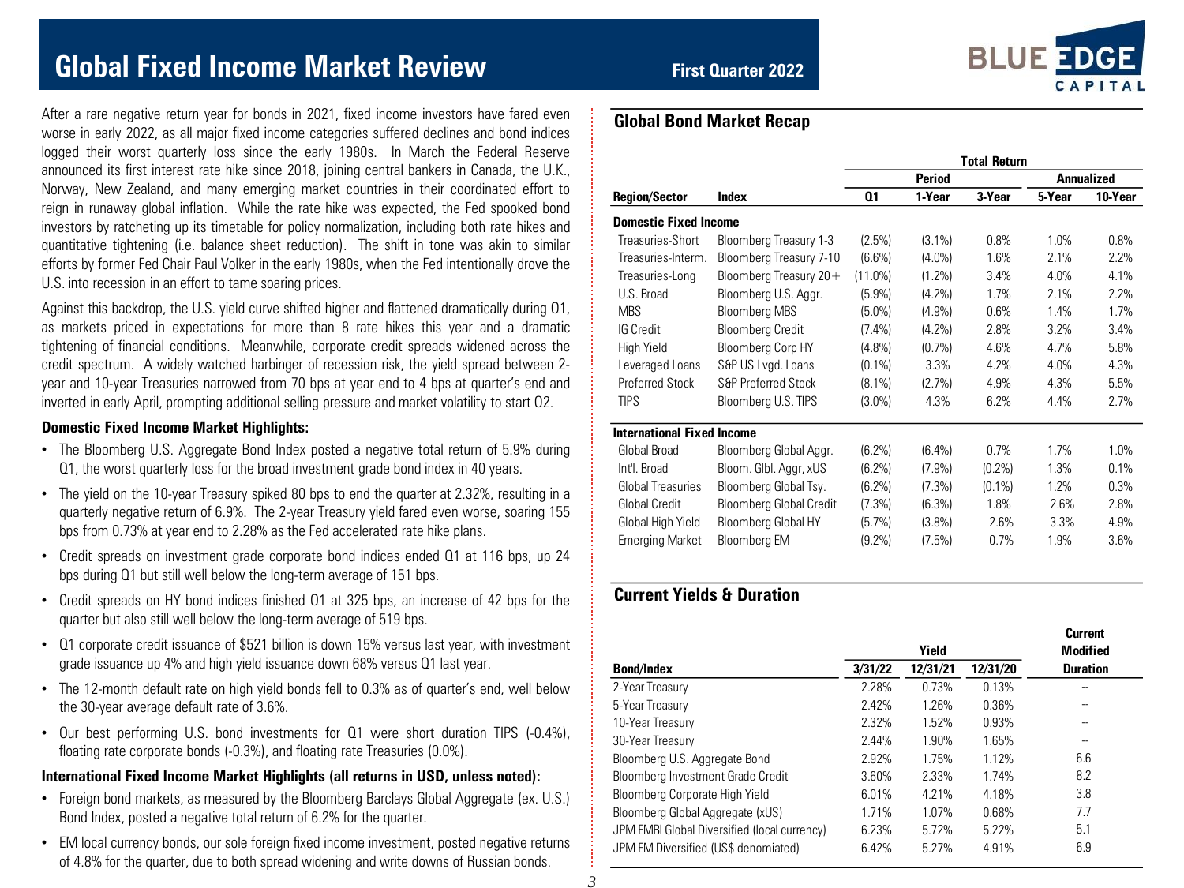# Global Fixed Income Market Review

First Quarter 2022

After a rare negative return year for bonds in 2021, fixed income investors have fared even worse in early 2022, as all major fixed income categories suffered declines and bond indices logged their worst quarterly loss since the early 1980s. In March the Federal Reserve announced its first interest rate hike since 2018, joining central bankers in Canada, the U.K., Norway, New Zealand, and many emerging market countries in their coordinated effort to reign in runaway global inflation. While the rate hike was expected, the Fed spooked bond investors by ratcheting up its timetable for policy normalization, including both rate hikes and quantitative tightening (i.e. balance sheet reduction). The shift in tone was akin to similar efforts by former Fed Chair Paul Volker in the early 1980s, when the Fed intentionally drove the U.S. into recession in an effort to tame soaring prices.

Against this backdrop, the U.S. yield curve shifted higher and flattened dramatically during Q1, as markets priced in expectations for more than 8 rate hikes this year and a dramatic tightening of financial conditions. Meanwhile, corporate credit spreads widened across the credit spectrum. A widely watched harbinger of recession risk, the yield spread between 2-year and 10-year Treasuries narrowed from 70 bps at year end to 4 bps at quarter's end and inverted in early April, prompting additional selling pressure and market volatility to start Q2.

**Domestic Fixed Income Market Highlights:**

- The Bloomberg U.S. Aggregate Bond Index posted a negative total return of 5.9% during Q1, the worst quarterly loss for the broad investment grade bond index in 40 years.
- The yield on the 10-year Treasury spiked 80 bps to end the quarter at 2.32%, resulting in a quarterly negative return of 6.9%. The 2-year Treasury yield fared even worse, soaring 155 bps from 0.73% at year end to 2.28% as the Fed accelerated rate hike plans.
- Credit spreads on investment grade corporate bond indices ended Q1 at 116 bps, up 24 bps during Q1 but still well below the long-term average of 151 bps.
- Credit spreads on HY bond indices finished Q1 at 325 bps, an increase of 42 bps for the quarter but also still well below the long-term average of 519 bps.
- Q1 corporate credit issuance of $521 billion is down 15% versus last year, with investment grade issuance up 4% and high yield issuance down 68% versus Q1 last year.
- The 12-month default rate on high yield bonds fell to 0.3% as of quarter's end, well below the 30-year average default rate of 3.6%.
- Our best performing U.S. bond investments for Q1 were short duration TIPS (-0.4%), floating rate corporate bonds (-0.3%), and floating rate Treasuries (0.0%).

**International Fixed Income Market Highlights (all returns in USD, unless noted):**

- Foreign bond markets, as measured by the Bloomberg Barclays Global Aggregate (ex. U.S.) Bond Index, posted a negative total return of 6.2% for the quarter.
- EM local currency bonds, our sole foreign fixed income investment, posted negative returns of 4.8% for the quarter, due to both spread widening and write downs of Russian bonds.

## Global Bond Market Recap

| | | Total Return | | | | |
|---|---|---|---|---|---|---|
| | | Period | | | Annualized | |
| Region/Sector | Index | Q1 | 1-Year | 3-Year | 5-Year | 10-Year |
| **Domestic Fixed Income** | | | | | | |
| Treasuries-Short | Bloomberg Treasury 1-3 | (2.5%) | (3.1%) | 0.8% | 1.0% | 0.8% |
| Treasuries-Interm. | Bloomberg Treasury 7-10 | (6.6%) | (4.0%) | 1.6% | 2.1% | 2.2% |
| Treasuries-Long | Bloomberg Treasury 20+ | (11.0%) | (1.2%) | 3.4% | 4.0% | 4.1% |
| U.S. Broad | Bloomberg U.S. Aggr. | (5.9%) | (4.2%) | 1.7% | 2.1% | 2.2% |
| MBS | Bloomberg MBS | (5.0%) | (4.9%) | 0.6% | 1.4% | 1.7% |
| IG Credit | Bloomberg Credit | (7.4%) | (4.2%) | 2.8% | 3.2% | 3.4% |
| High Yield | Bloomberg Corp HY | (4.8%) | (0.7%) | 4.6% | 4.7% | 5.8% |
| Leveraged Loans | S&P US Lvgd. Loans | (0.1%) | 3.3% | 4.2% | 4.0% | 4.3% |
| Preferred Stock | S&P Preferred Stock | (8.1%) | (2.7%) | 4.9% | 4.3% | 5.5% |
| TIPS | Bloomberg U.S. TIPS | (3.0%) | 4.3% | 6.2% | 4.4% | 2.7% |
| **International Fixed Income** | | | | | | |
| Global Broad | Bloomberg Global Aggr. | (6.2%) | (6.4%) | 0.7% | 1.7% | 1.0% |
| Int'l. Broad | Bloom. Glbl. Aggr, xUS | (6.2%) | (7.9%) | (0.2%) | 1.3% | 0.1% |
| Global Treasuries | Bloomberg Global Tsy. | (6.2%) | (7.3%) | (0.1%) | 1.2% | 0.3% |
| Global Credit | Bloomberg Global Credit | (7.3%) | (6.3%) | 1.8% | 2.6% | 2.8% |
| Global High Yield | Bloomberg Global HY | (5.7%) | (3.8%) | 2.6% | 3.3% | 4.9% |
| Emerging Market | Bloomberg EM | (9.2%) | (7.5%) | 0.7% | 1.9% | 3.6% |

## Current Yields & Duration

| Bond/Index | Yield 3/31/22 | Yield 12/31/21 | Yield 12/31/20 | Current Modified Duration |
|---|---|---|---|---|
| 2-Year Treasury | 2.28% | 0.73% | 0.13% | -- |
| 5-Year Treasury | 2.42% | 1.26% | 0.36% | -- |
| 10-Year Treasury | 2.32% | 1.52% | 0.93% | -- |
| 30-Year Treasury | 2.44% | 1.90% | 1.65% | -- |
| Bloomberg U.S. Aggregate Bond | 2.92% | 1.75% | 1.12% | 6.6 |
| Bloomberg Investment Grade Credit | 3.60% | 2.33% | 1.74% | 8.2 |
| Bloomberg Corporate High Yield | 6.01% | 4.21% | 4.18% | 3.8 |
| Bloomberg Global Aggregate (xUS) | 1.71% | 1.07% | 0.68% | 7.7 |
| JPM EMBI Global Diversified (local currency) | 6.23% | 5.72% | 5.22% | 5.1 |
| JPM EM Diversified (US$ denomiated) | 6.42% | 5.27% | 4.91% | 6.9 |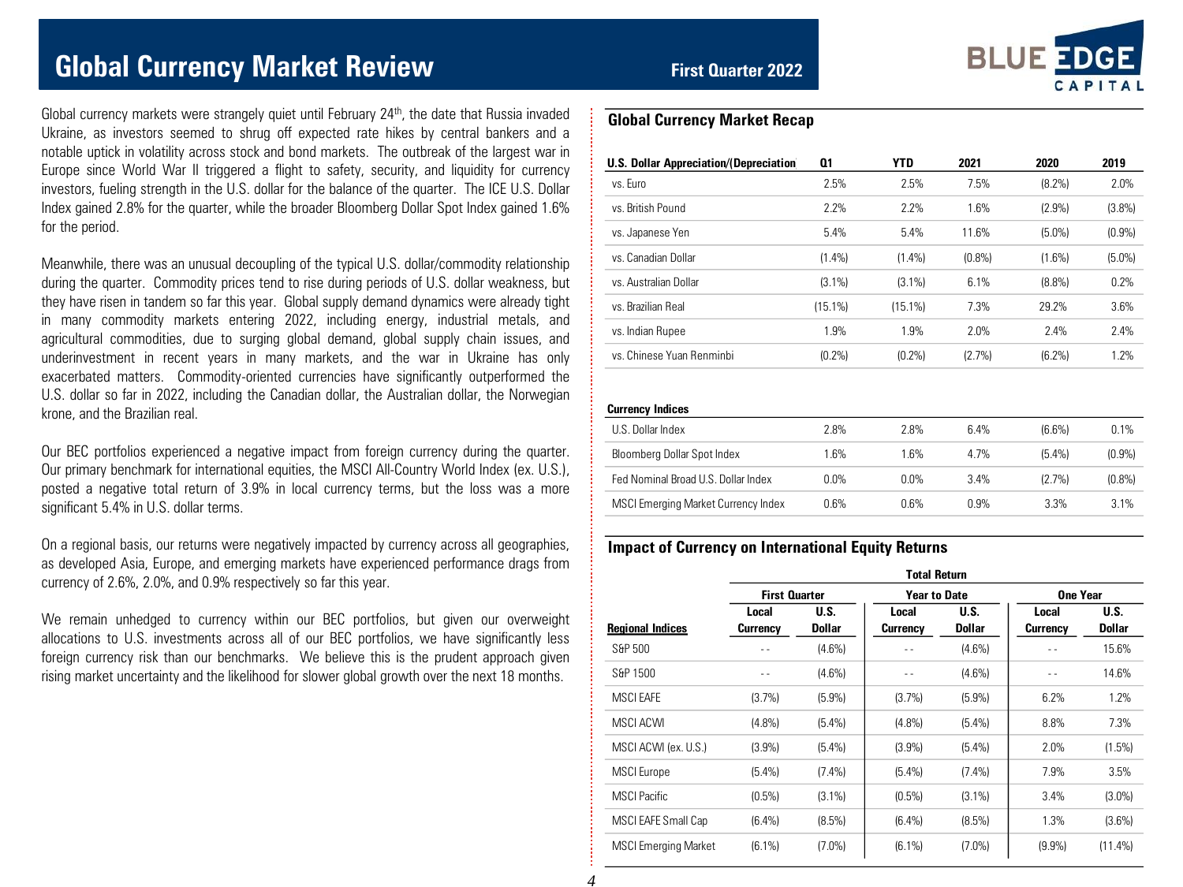# Global Currency Market Review

**First Quarter 2022**

Global currency markets were strangely quiet until February 24th, the date that Russia invaded Ukraine, as investors seemed to shrug off expected rate hikes by central bankers and a notable uptick in volatility across stock and bond markets. The outbreak of the largest war in Europe since World War II triggered a flight to safety, security, and liquidity for currency investors, fueling strength in the U.S. dollar for the balance of the quarter. The ICE U.S. Dollar Index gained 2.8% for the quarter, while the broader Bloomberg Dollar Spot Index gained 1.6% for the period.

Meanwhile, there was an unusual decoupling of the typical U.S. dollar/commodity relationship during the quarter. Commodity prices tend to rise during periods of U.S. dollar weakness, but they have risen in tandem so far this year. Global supply demand dynamics were already tight in many commodity markets entering 2022, including energy, industrial metals, and agricultural commodities, due to surging global demand, global supply chain issues, and underinvestment in recent years in many markets, and the war in Ukraine has only exacerbated matters. Commodity-oriented currencies have significantly outperformed the U.S. dollar so far in 2022, including the Canadian dollar, the Australian dollar, the Norwegian krone, and the Brazilian real.

Our BEC portfolios experienced a negative impact from foreign currency during the quarter. Our primary benchmark for international equities, the MSCI All-Country World Index (ex. U.S.), posted a negative total return of 3.9% in local currency terms, but the loss was a more significant 5.4% in U.S. dollar terms.

On a regional basis, our returns were negatively impacted by currency across all geographies, as developed Asia, Europe, and emerging markets have experienced performance drags from currency of 2.6%, 2.0%, and 0.9% respectively so far this year.

We remain unhedged to currency within our BEC portfolios, but given our overweight allocations to U.S. investments across all of our BEC portfolios, we have significantly less foreign currency risk than our benchmarks. We believe this is the prudent approach given rising market uncertainty and the likelihood for slower global growth over the next 18 months.

## Global Currency Market Recap

| **U.S. Dollar Appreciation/(Depreciation)** | **Q1** | **YTD** | **2021** | **2020** | **2019** |
|---|---|---|---|---|---|
| vs. Euro | 2.5% | 2.5% | 7.5% | (8.2%) | 2.0% |
| vs. British Pound | 2.2% | 2.2% | 1.6% | (2.9%) | (3.8%) |
| vs. Japanese Yen | 5.4% | 5.4% | 11.6% | (5.0%) | (0.9%) |
| vs. Canadian Dollar | (1.4%) | (1.4%) | (0.8%) | (1.6%) | (5.0%) |
| vs. Australian Dollar | (3.1%) | (3.1%) | 6.1% | (8.8%) | 0.2% |
| vs. Brazilian Real | (15.1%) | (15.1%) | 7.3% | 29.2% | 3.6% |
| vs. Indian Rupee | 1.9% | 1.9% | 2.0% | 2.4% | 2.4% |
| vs. Chinese Yuan Renminbi | (0.2%) | (0.2%) | (2.7%) | (6.2%) | 1.2% |
| **Currency Indices** | | | | | |
| U.S. Dollar Index | 2.8% | 2.8% | 6.4% | (6.6%) | 0.1% |
| Bloomberg Dollar Spot Index | 1.6% | 1.6% | 4.7% | (5.4%) | (0.9%) |
| Fed Nominal Broad U.S. Dollar Index | 0.0% | 0.0% | 3.4% | (2.7%) | (0.8%) |
| MSCI Emerging Market Currency Index | 0.6% | 0.6% | 0.9% | 3.3% | 3.1% |

## Impact of Currency on International Equity Returns

| | **Total Return** | | | | | |
|---|---|---|---|---|---|---|
| | **First Quarter** | | **Year to Date** | | **One Year** | |
| **Regional Indices** | **Local Currency** | **U.S. Dollar** | **Local Currency** | **U.S. Dollar** | **Local Currency** | **U.S. Dollar** |
| S&P 500 | - - | (4.6%) | - - | (4.6%) | - - | 15.6% |
| S&P 1500 | - - | (4.6%) | - - | (4.6%) | - - | 14.6% |
| MSCI EAFE | (3.7%) | (5.9%) | (3.7%) | (5.9%) | 6.2% | 1.2% |
| MSCI ACWI | (4.8%) | (5.4%) | (4.8%) | (5.4%) | 8.8% | 7.3% |
| MSCI ACWI (ex. U.S.) | (3.9%) | (5.4%) | (3.9%) | (5.4%) | 2.0% | (1.5%) |
| MSCI Europe | (5.4%) | (7.4%) | (5.4%) | (7.4%) | 7.9% | 3.5% |
| MSCI Pacific | (0.5%) | (3.1%) | (0.5%) | (3.1%) | 3.4% | (3.0%) |
| MSCI EAFE Small Cap | (6.4%) | (8.5%) | (6.4%) | (8.5%) | 1.3% | (3.6%) |
| MSCI Emerging Market | (6.1%) | (7.0%) | (6.1%) | (7.0%) | (9.9%) | (11.4%) |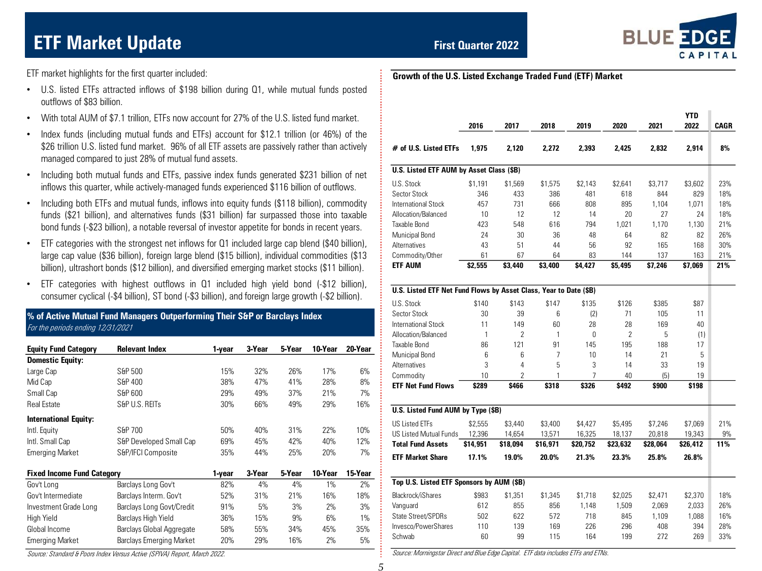# ETF Market Update

**First Quarter 2022**

ETF market highlights for the first quarter included:

- U.S. listed ETFs attracted inflows of $198 billion during Q1, while mutual funds posted outflows of $83 billion.
- With total AUM of $7.1 trillion, ETFs now account for 27% of the U.S. listed fund market.
- Index funds (including mutual funds and ETFs) account for $12.1 trillion (or 46%) of the $26 trillion U.S. listed fund market. 96% of all ETF assets are passively rather than actively managed compared to just 28% of mutual fund assets.
- Including both mutual funds and ETFs, passive index funds generated $231 billion of net inflows this quarter, while actively-managed funds experienced $116 billion of outflows.
- Including both ETFs and mutual funds, inflows into equity funds ($118 billion), commodity funds ($21 billion), and alternatives funds ($31 billion) far surpassed those into taxable bond funds (-$23 billion), a notable reversal of investor appetite for bonds in recent years.
- ETF categories with the strongest net inflows for Q1 included large cap blend ($40 billion), large cap value ($36 billion), foreign large blend ($15 billion), individual commodities ($13 billion), ultrashort bonds ($12 billion), and diversified emerging market stocks ($11 billion).
- ETF categories with highest outflows in Q1 included high yield bond (-$12 billion), consumer cyclical (-$4 billion), ST bond (-$3 billion), and foreign large growth (-$2 billion).

## % of Active Mutual Fund Managers Outperforming Their S&P or Barclays Index

*For the periods ending 12/31/2021*

| Equity Fund Category | Relevant Index | 1-year | 3-Year | 5-Year | 10-Year | 20-Year |
|---|---|---|---|---|---|---|
| **Domestic Equity:** | | | | | | |
| Large Cap | S&P 500 | 15% | 32% | 26% | 17% | 6% |
| Mid Cap | S&P 400 | 38% | 47% | 41% | 28% | 8% |
| Small Cap | S&P 600 | 29% | 49% | 37% | 21% | 7% |
| Real Estate | S&P U.S. REITs | 30% | 66% | 49% | 29% | 16% |
| **International Equity:** | | | | | | |
| Intl. Equity | S&P 700 | 50% | 40% | 31% | 22% | 10% |
| Intl. Small Cap | S&P Developed Small Cap | 69% | 45% | 42% | 40% | 12% |
| Emerging Market | S&P/IFCI Composite | 35% | 44% | 25% | 20% | 7% |

| Fixed Income Fund Category | | 1-year | 3-Year | 5-Year | 10-Year | 15-Year |
|---|---|---|---|---|---|---|
| Gov't Long | Barclays Long Gov't | 82% | 4% | 4% | 1% | 2% |
| Gov't Intermediate | Barclays Interm. Gov't | 52% | 31% | 21% | 16% | 18% |
| Investment Grade Long | Barclays Long Govt/Credit | 91% | 5% | 3% | 2% | 3% |
| High Yield | Barclays High Yield | 36% | 15% | 9% | 6% | 1% |
| Global Income | Barclays Global Aggregate | 58% | 55% | 34% | 45% | 35% |
| Emerging Market | Barclays Emerging Market | 20% | 29% | 16% | 2% | 5% |

*Source: Standard & Poors Index Versus Active (SPIVA) Report, March 2022.*

## Growth of the U.S. Listed Exchange Traded Fund (ETF) Market

| | 2016 | 2017 | 2018 | 2019 | 2020 | 2021 | YTD 2022 | CAGR |
|---|---|---|---|---|---|---|---|---|
| **# of U.S. Listed ETFs** | **1,975** | **2,120** | **2,272** | **2,393** | **2,425** | **2,832** | **2,914** | **8%** |
| **U.S. Listed ETF AUM by Asset Class ($B)** | | | | | | | | |
| U.S. Stock | $1,191 | $1,569 | $1,575 | $2,143 | $2,641 | $3,717 | $3,602 | 23% |
| Sector Stock | 346 | 433 | 386 | 481 | 618 | 844 | 829 | 18% |
| International Stock | 457 | 731 | 666 | 808 | 895 | 1,104 | 1,071 | 18% |
| Allocation/Balanced | 10 | 12 | 12 | 14 | 20 | 27 | 24 | 18% |
| Taxable Bond | 423 | 548 | 616 | 794 | 1,021 | 1,170 | 1,130 | 21% |
| Municipal Bond | 24 | 30 | 36 | 48 | 64 | 82 | 82 | 26% |
| Alternatives | 43 | 51 | 44 | 56 | 92 | 165 | 168 | 30% |
| Commodity/Other | 61 | 67 | 64 | 83 | 144 | 137 | 163 | 21% |
| **ETF AUM** | **$2,555** | **$3,440** | **$3,400** | **$4,427** | **$5,495** | **$7,246** | **$7,069** | **21%** |
| **U.S. Listed ETF Net Fund Flows by Asset Class, Year to Date ($B)** | | | | | | | | |
| U.S. Stock | $140 | $143 | $147 | $135 | $126 | $385 | $87 | |
| Sector Stock | 30 | 39 | 6 | (2) | 71 | 105 | 11 | |
| International Stock | 11 | 149 | 60 | 28 | 28 | 169 | 40 | |
| Allocation/Balanced | 1 | 2 | 1 | 0 | 2 | 5 | (1) | |
| Taxable Bond | 86 | 121 | 91 | 145 | 195 | 188 | 17 | |
| Municipal Bond | 6 | 6 | 7 | 10 | 14 | 21 | 5 | |
| Alternatives | 3 | 4 | 5 | 3 | 14 | 33 | 19 | |
| Commodity | 10 | 2 | 1 | 7 | 40 | (5) | 19 | |
| **ETF Net Fund Flows** | **$289** | **$466** | **$318** | **$326** | **$492** | **$900** | **$198** | |
| **U.S. Listed Fund AUM by Type ($B)** | | | | | | | | |
| US Listed ETFs | $2,555 | $3,440 | $3,400 | $4,427 | $5,495 | $7,246 | $7,069 | 21% |
| US Listed Mutual Funds | 12,396 | 14,654 | 13,571 | 16,325 | 18,137 | 20,818 | 19,343 | 9% |
| **Total Fund Assets** | **$14,951** | **$18,094** | **$16,971** | **$20,752** | **$23,632** | **$28,064** | **$26,412** | **11%** |
| **ETF Market Share** | **17.1%** | **19.0%** | **20.0%** | **21.3%** | **23.3%** | **25.8%** | **26.8%** | |
| **Top U.S. Listed ETF Sponsors by AUM ($B)** | | | | | | | | |
| Blackrock/iShares | $983 | $1,351 | $1,345 | $1,718 | $2,025 | $2,471 | $2,370 | 18% |
| Vanguard | 612 | 855 | 856 | 1,148 | 1,509 | 2,069 | 2,033 | 26% |
| State Street/SPDRs | 502 | 622 | 572 | 718 | 845 | 1,109 | 1,088 | 16% |
| Invesco/PowerShares | 110 | 139 | 169 | 226 | 296 | 408 | 394 | 28% |
| Schwab | 60 | 99 | 115 | 164 | 199 | 272 | 269 | 33% |

*Source: Morningstar Direct and Blue Edge Capital. ETF data includes ETFs and ETNs.*